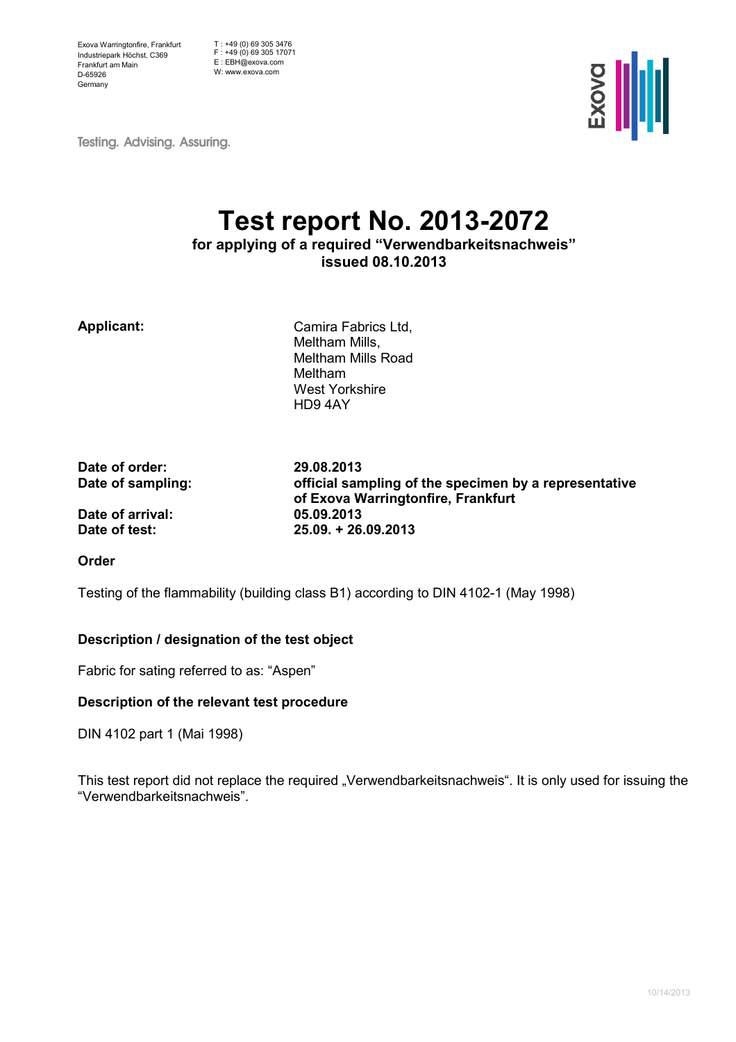Exova Warringtonfire, Frankfurt
Industriepark Höchst, C369
Frankfurt am Main
D-65926
Germany

T : +49 (0) 69 305 3476
F : +49 (0) 69 305 17071
E : EBH@exova.com
W: www.exova.com

Testing. Advising. Assuring.

# Test report No. 2013-2072

**for applying of a required "Verwendbarkeitsnachweis"**
**issued 08.10.2013**

**Applicant:** Camira Fabrics Ltd,
Meltham Mills,
Meltham Mills Road
Meltham
West Yorkshire
HD9 4AY

**Date of order:** **29.08.2013**
**Date of sampling:** **official sampling of the specimen by a representative of Exova Warringtonfire, Frankfurt**
**Date of arrival:** **05.09.2013**
**Date of test:** **25.09. + 26.09.2013**

**Order**

Testing of the flammability (building class B1) according to DIN 4102-1 (May 1998)

**Description / designation of the test object**

Fabric for sating referred to as: "Aspen"

**Description of the relevant test procedure**

DIN 4102 part 1 (Mai 1998)

This test report did not replace the required „Verwendbarkeitsnachweis". It is only used for issuing the "Verwendbarkeitsnachweis".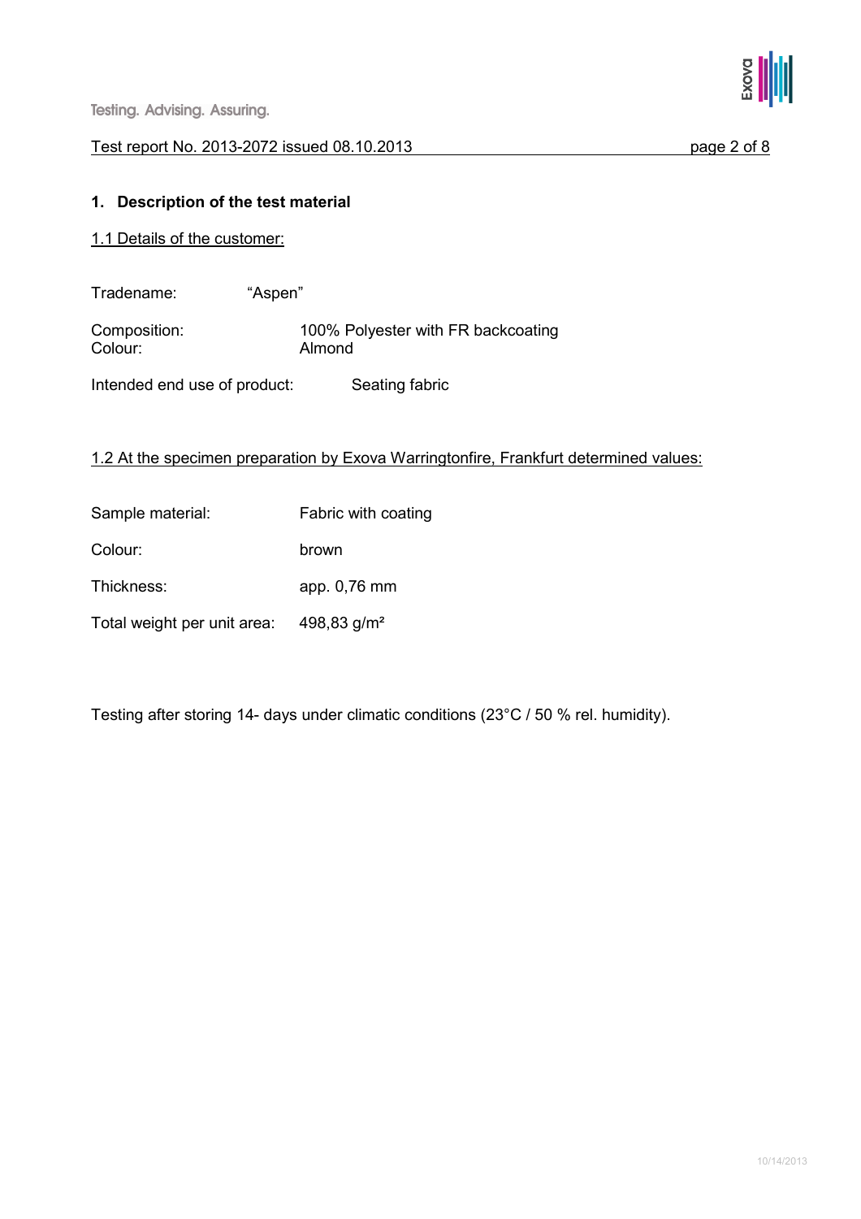## 1. Description of the test material

1.1 Details of the customer:

Tradename: "Aspen"

Composition: 100% Polyester with FR backcoating
Colour: Almond

Intended end use of product: Seating fabric

1.2 At the specimen preparation by Exova Warringtonfire, Frankfurt determined values:

Sample material: Fabric with coating

Colour: brown

Thickness: app. 0,76 mm

Total weight per unit area: 498,83 g/m²

Testing after storing 14- days under climatic conditions (23°C / 50 % rel. humidity).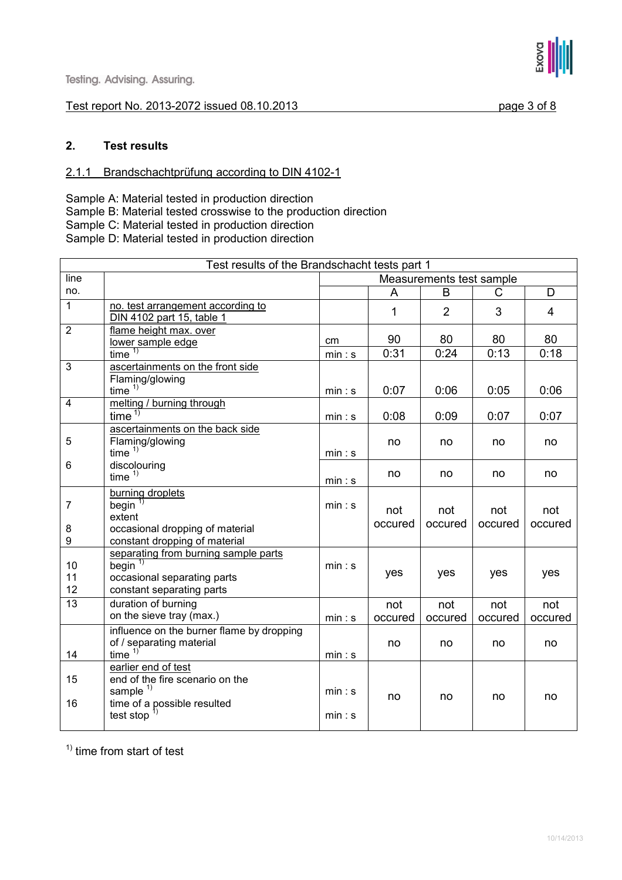## 2. Test results

### 2.1.1 Brandschachtprüfung according to DIN 4102-1

Sample A: Material tested in production direction
Sample B: Material tested crosswise to the production direction
Sample C: Material tested in production direction
Sample D: Material tested in production direction

| Test results of the Brandschacht tests part 1 | | | | | | |
|---|---|---|---|---|---|---|
| line no. | | Measurements test sample | | | | |
| | | | A | B | C | D |
| 1 | no. test arrangement according to DIN 4102 part 15, table 1 | | 1 | 2 | 3 | 4 |
| 2 | flame height max. over lower sample edge | cm | 90 | 80 | 80 | 80 |
| | time [1)] | min : s | 0:31 | 0:24 | 0:13 | 0:18 |
| 3 | ascertainments on the front side<br>Flaming/glowing<br>time [1)] | min : s | 0:07 | 0:06 | 0:05 | 0:06 |
| 4 | melting / burning through<br>time [1)] | min : s | 0:08 | 0:09 | 0:07 | 0:07 |
| 5 | ascertainments on the back side<br>Flaming/glowing<br>time [1)] | min : s | no | no | no | no |
| 6 | discolouring<br>time [1)] | min : s | no | no | no | no |
| 7<br>8<br>9 | burning droplets<br>begin [1)]<br>extent<br>occasional dropping of material<br>constant dropping of material | min : s | not occured | not occured | not occured | not occured |
| 10<br>11<br>12 | separating from burning sample parts<br>begin [1)]<br>occasional separating parts<br>constant separating parts | min : s | yes | yes | yes | yes |
| 13 | duration of burning on the sieve tray (max.) | min : s | not occured | not occured | not occured | not occured |
| 14 | influence on the burner flame by dropping of / separating material<br>time [1)] | min : s | no | no | no | no |
| 15<br>16 | earlier end of test<br>end of the fire scenario on the sample [1)]<br>time of a possible resulted test stop [1)] | min : s<br>min : s | no | no | no | no |

[1)] time from start of test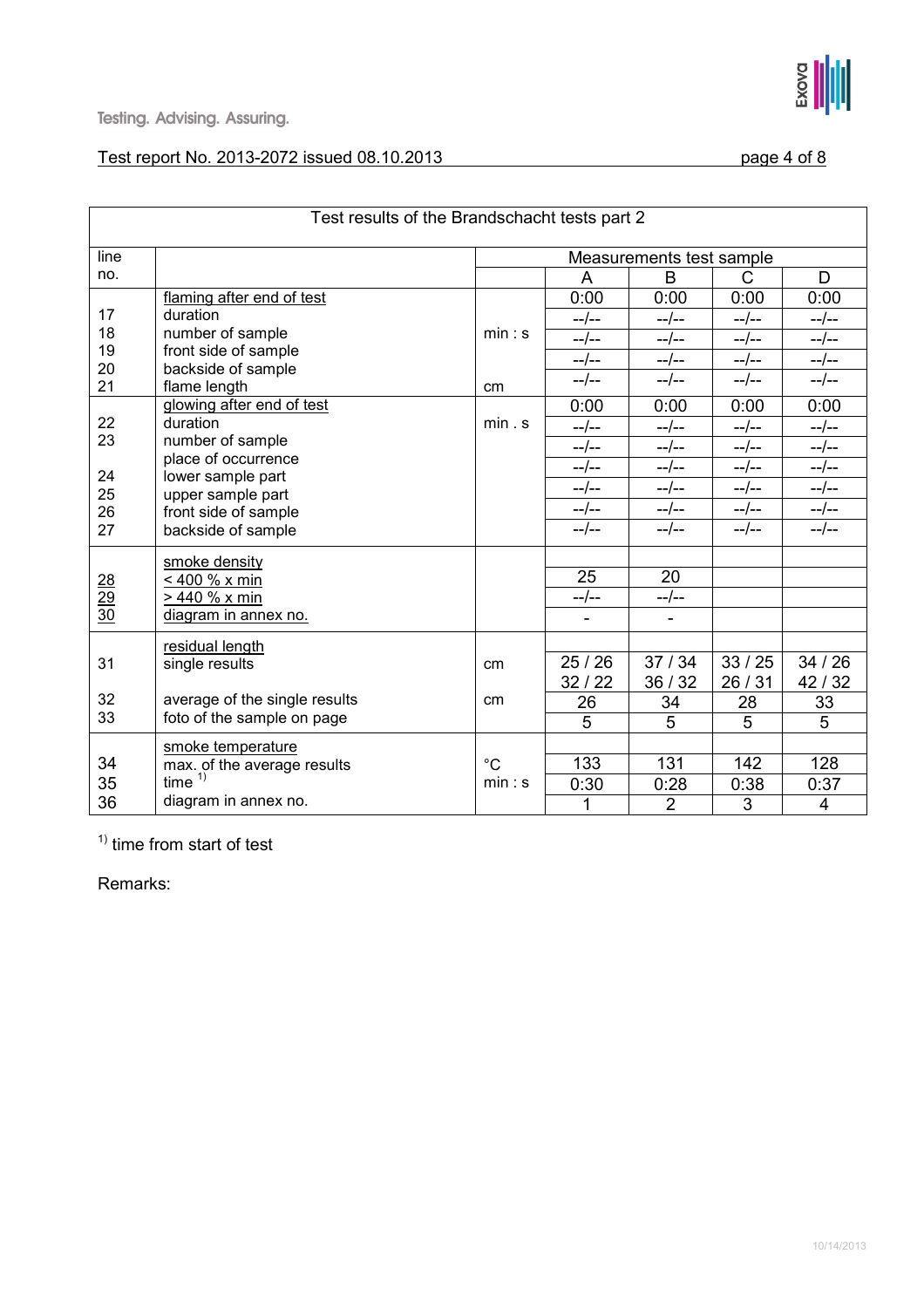Testing. Advising. Assuring.

Test report No. 2013-2072 issued 08.10.2013

| line no. | Test results of the Brandschacht tests part 2 | | Measurements test sample | | | |
|---|---|---|---|---|---|---|
| | | | A | B | C | D |
| | flaming after end of test | | 0:00 | 0:00 | 0:00 | 0:00 |
| 17 | duration | min : s | --/-- | --/-- | --/-- | --/-- |
| 18 | number of sample | | --/-- | --/-- | --/-- | --/-- |
| 19 | front side of sample | | --/-- | --/-- | --/-- | --/-- |
| 20 | backside of sample | | --/-- | --/-- | --/-- | --/-- |
| 21 | flame length | cm | | | | |
| | glowing after end of test | | 0:00 | 0:00 | 0:00 | 0:00 |
| 22 | duration | min . s | --/-- | --/-- | --/-- | --/-- |
| 23 | number of sample | | --/-- | --/-- | --/-- | --/-- |
| | place of occurrence | | --/-- | --/-- | --/-- | --/-- |
| 24 | lower sample part | | --/-- | --/-- | --/-- | --/-- |
| 25 | upper sample part | | --/-- | --/-- | --/-- | --/-- |
| 26 | front side of sample | | --/-- | --/-- | --/-- | --/-- |
| 27 | backside of sample | | | | | |
| | smoke density | | | | | |
| 28 | < 400 % x min | | 25 | 20 | | |
| 29 | > 440 % x min | | --/-- | --/-- | | |
| 30 | diagram in annex no. | | - | - | | |
| | residual length | | | | | |
| 31 | single results | cm | 25 / 26<br>32 / 22 | 37 / 34<br>36 / 32 | 33 / 25<br>26 / 31 | 34 / 26<br>42 / 32 |
| 32 | average of the single results | cm | 26 | 34 | 28 | 33 |
| 33 | foto of the sample on page | | 5 | 5 | 5 | 5 |
| | smoke temperature | | | | | |
| 34 | max. of the average results | °C | 133 | 131 | 142 | 128 |
| 35 | time [1)] | min : s | 0:30 | 0:28 | 0:38 | 0:37 |
| 36 | diagram in annex no. | | 1 | 2 | 3 | 4 |

[1)] time from start of test

Remarks: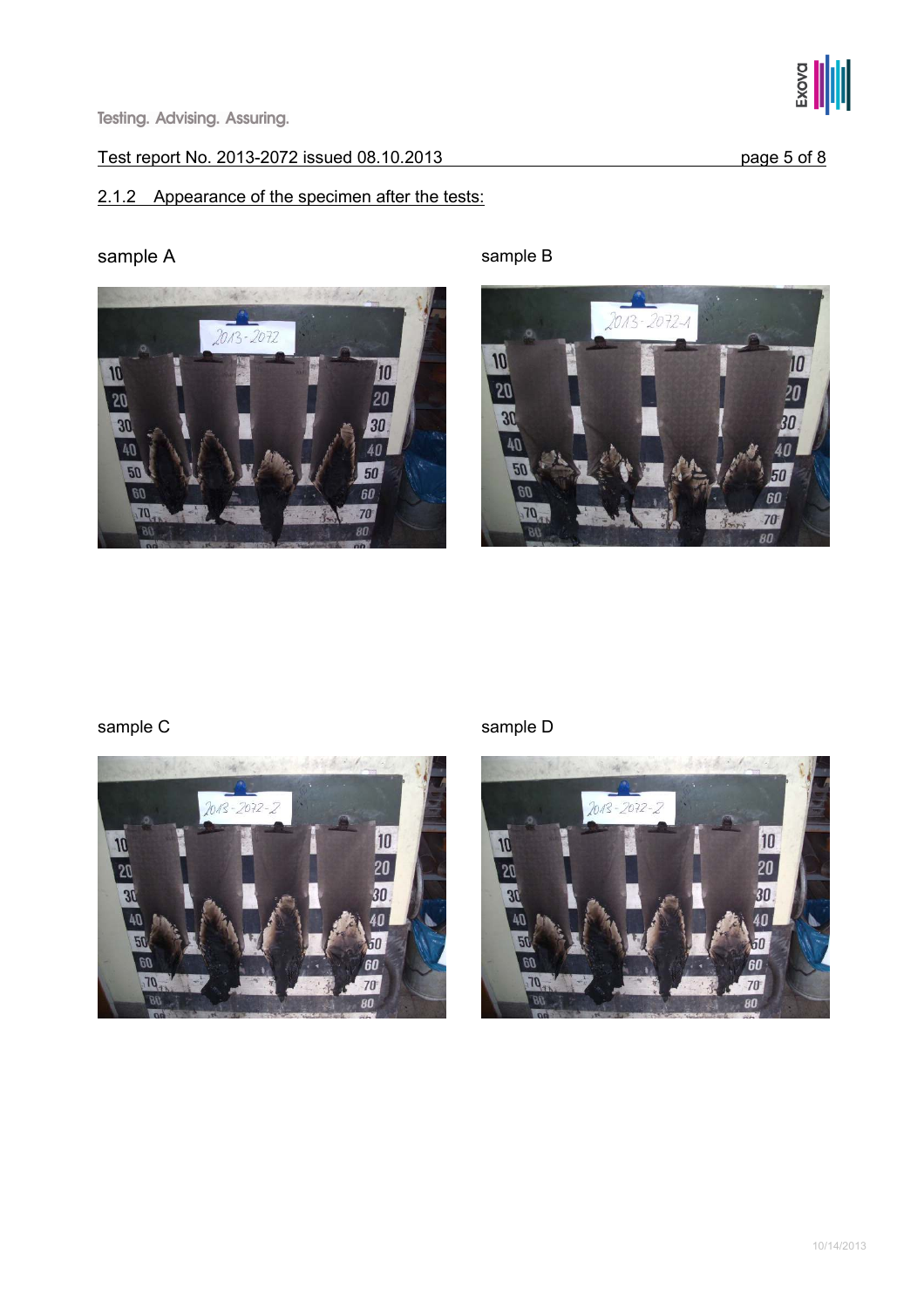## 2.1.2 Appearance of the specimen after the tests:

sample A

sample B

sample C

sample D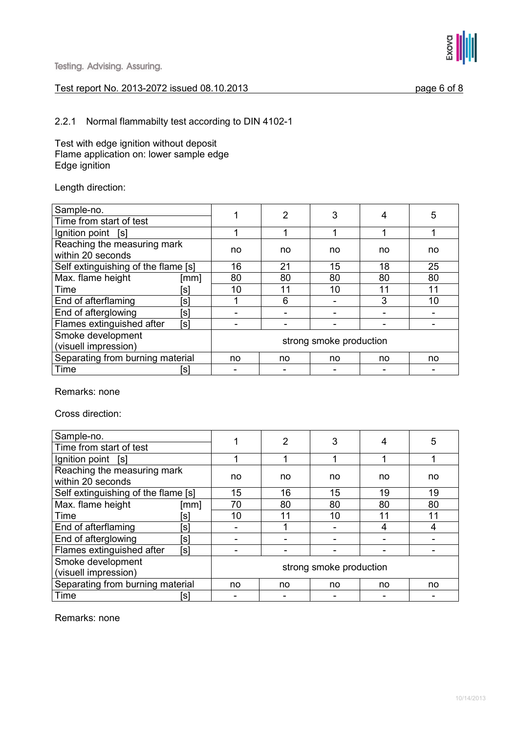### 2.2.1 Normal flammabilty test according to DIN 4102-1

Test with edge ignition without deposit
Flame application on: lower sample edge
Edge ignition

Length direction:

| Sample-no. / Time from start of test | 1 | 2 | 3 | 4 | 5 |
|---|---|---|---|---|---|
| Ignition point [s] | 1 | 1 | 1 | 1 | 1 |
| Reaching the measuring mark within 20 seconds | no | no | no | no | no |
| Self extinguishing of the flame [s] | 16 | 21 | 15 | 18 | 25 |
| Max. flame height [mm] | 80 | 80 | 80 | 80 | 80 |
| Time [s] | 10 | 11 | 10 | 11 | 11 |
| End of afterflaming [s] | 1 | 6 | - | 3 | 10 |
| End of afterglowing [s] | - | - | - | - | - |
| Flames extinguished after [s] | - | - | - | - | - |
| Smoke development (visuell impression) | strong smoke production | | | | |
| Separating from burning material | no | no | no | no | no |
| Time [s] | - | - | - | - | - |

Remarks: none

Cross direction:

| Sample-no. / Time from start of test | 1 | 2 | 3 | 4 | 5 |
|---|---|---|---|---|---|
| Ignition point [s] | 1 | 1 | 1 | 1 | 1 |
| Reaching the measuring mark within 20 seconds | no | no | no | no | no |
| Self extinguishing of the flame [s] | 15 | 16 | 15 | 19 | 19 |
| Max. flame height [mm] | 70 | 80 | 80 | 80 | 80 |
| Time [s] | 10 | 11 | 10 | 11 | 11 |
| End of afterflaming [s] | - | 1 | - | 4 | 4 |
| End of afterglowing [s] | - | - | - | - | - |
| Flames extinguished after [s] | - | - | - | - | - |
| Smoke development (visuell impression) | strong smoke production | | | | |
| Separating from burning material | no | no | no | no | no |
| Time [s] | - | - | - | - | - |

Remarks: none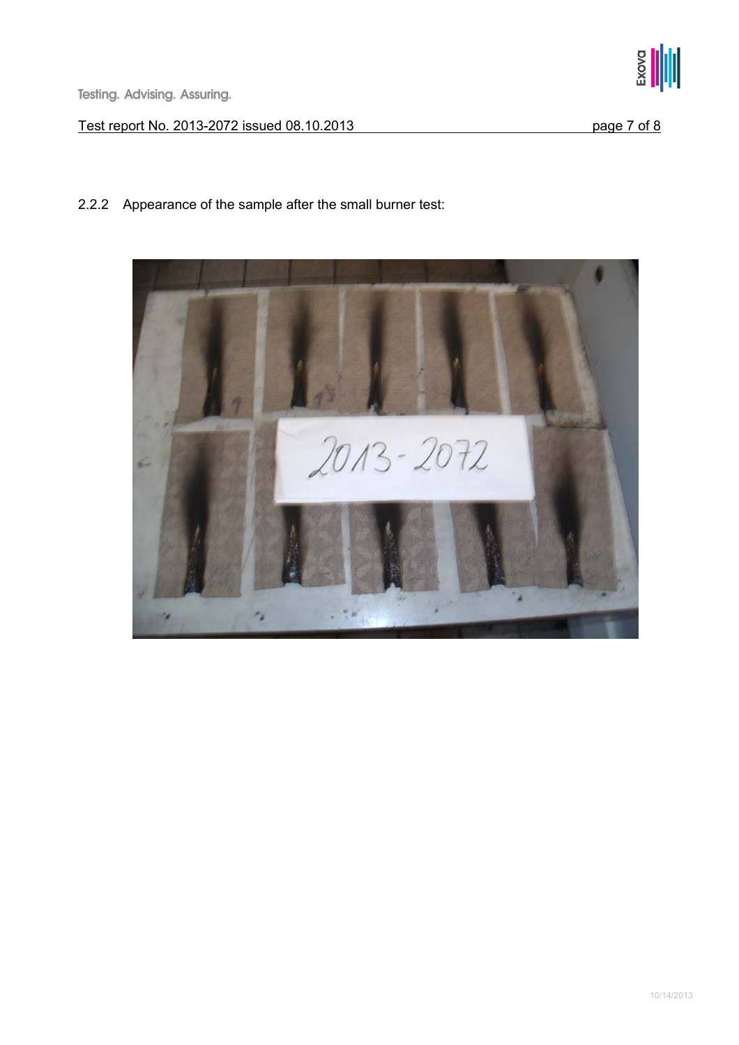2.2.2 Appearance of the sample after the small burner test: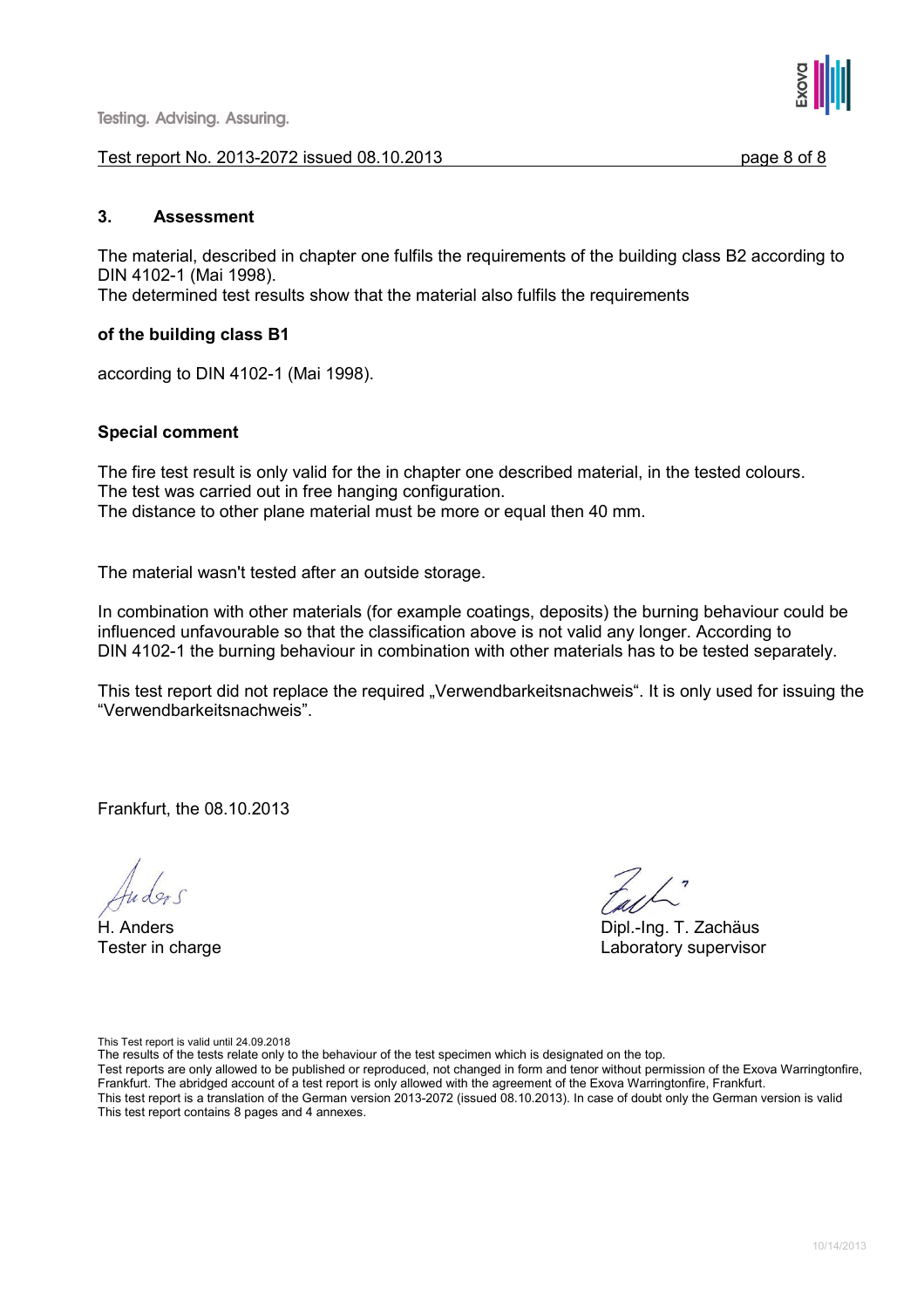## 3. Assessment

The material, described in chapter one fulfils the requirements of the building class B2 according to DIN 4102-1 (Mai 1998).
The determined test results show that the material also fulfils the requirements

**of the building class B1**

according to DIN 4102-1 (Mai 1998).

**Special comment**

The fire test result is only valid for the in chapter one described material, in the tested colours.
The test was carried out in free hanging configuration.
The distance to other plane material must be more or equal then 40 mm.

The material wasn't tested after an outside storage.

In combination with other materials (for example coatings, deposits) the burning behaviour could be influenced unfavourable so that the classification above is not valid any longer. According to DIN 4102-1 the burning behaviour in combination with other materials has to be tested separately.

This test report did not replace the required „Verwendbarkeitsnachweis". It is only used for issuing the "Verwendbarkeitsnachweis".

Frankfurt, the 08.10.2013

H. Anders
Tester in charge

Dipl.-Ing. T. Zachäus
Laboratory supervisor

This Test report is valid until 24.09.2018
The results of the tests relate only to the behaviour of the test specimen which is designated on the top.
Test reports are only allowed to be published or reproduced, not changed in form and tenor without permission of the Exova Warringtonfire, Frankfurt. The abridged account of a test report is only allowed with the agreement of the Exova Warringtonfire, Frankfurt.
This test report is a translation of the German version 2013-2072 (issued 08.10.2013). In case of doubt only the German version is valid
This test report contains 8 pages and 4 annexes.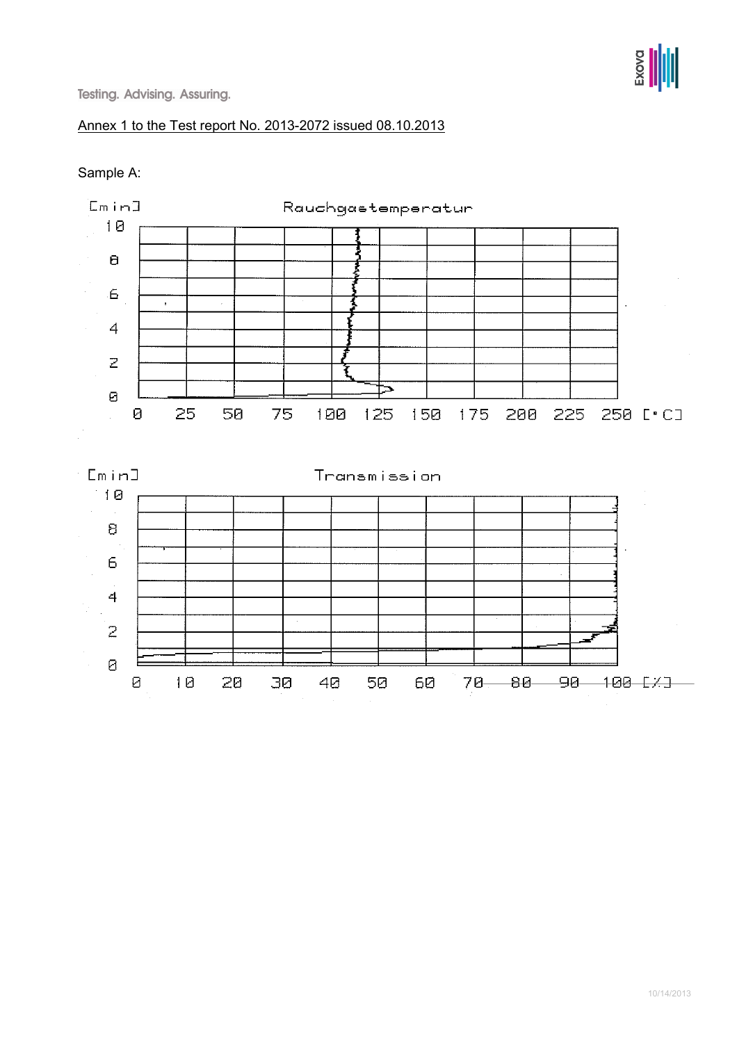Testing. Advising. Assuring.

Annex 1 to the Test report No. 2013-2072 issued 08.10.2013

Sample A:

[min] Rauchgastemperatur

10, 8, 6, 4, 2, 0

0 25 50 75 100 125 150 175 200 225 250 [°C]

[min] Transmission

10, 8, 6, 4, 2, 0

0 10 20 30 40 50 60 70 80 90 100 [%]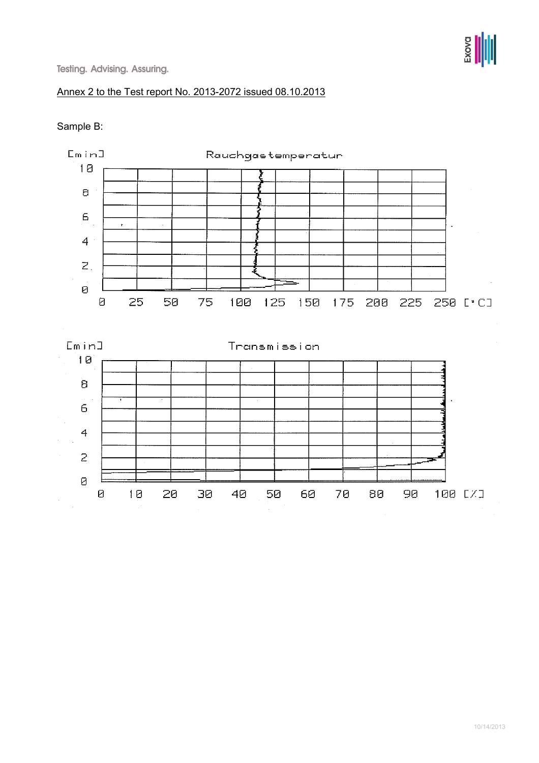Testing. Advising. Assuring.

Annex 2 to the Test report No. 2013-2072 issued 08.10.2013

Sample B:

Rauchgastemperatur

[min] 0 2 4 6 8 10

0 25 50 75 100 125 150 175 200 225 250 [°C]

Transmission

[min] 0 2 4 6 8 10

0 10 20 30 40 50 60 70 80 90 100 [%]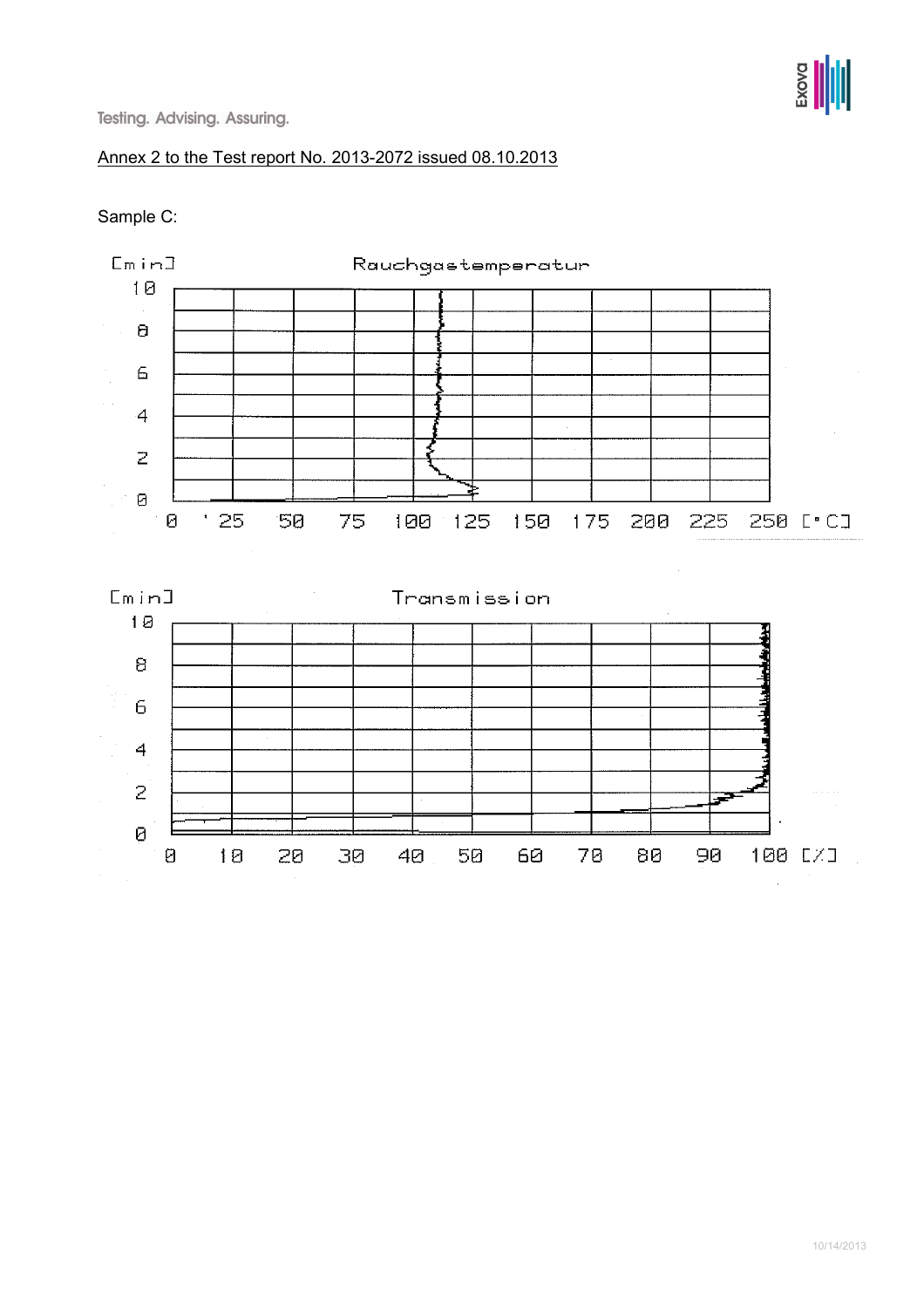Testing. Advising. Assuring.

Annex 2 to the Test report No. 2013-2072 issued 08.10.2013

Sample C:

[min]

Rauchgastemperatur

10
8
6
4
2
0

0 25 50 75 100 125 150 175 200 225 250 [°C]

[min]

Transmission

10
8
6
4
2
0

0 10 20 30 40 50 60 70 80 90 100 [%]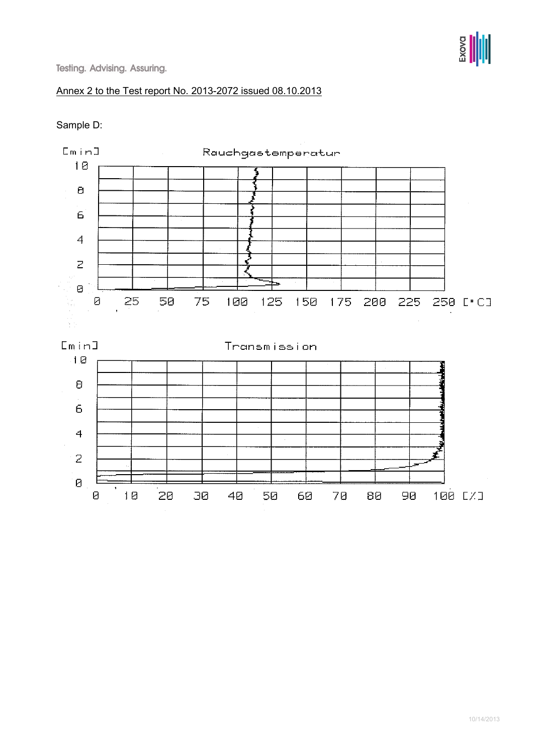Testing. Advising. Assuring.

Annex 2 to the Test report No. 2013-2072 issued 08.10.2013

Sample D:

[min]
Rauchgastemperatur
10
8
6
4
2
0
0 25 50 75 100 125 150 175 200 225 250 [°C]

[min]
Transmission
10
8
6
4
2
0
0 10 20 30 40 50 60 70 80 90 100 [%]